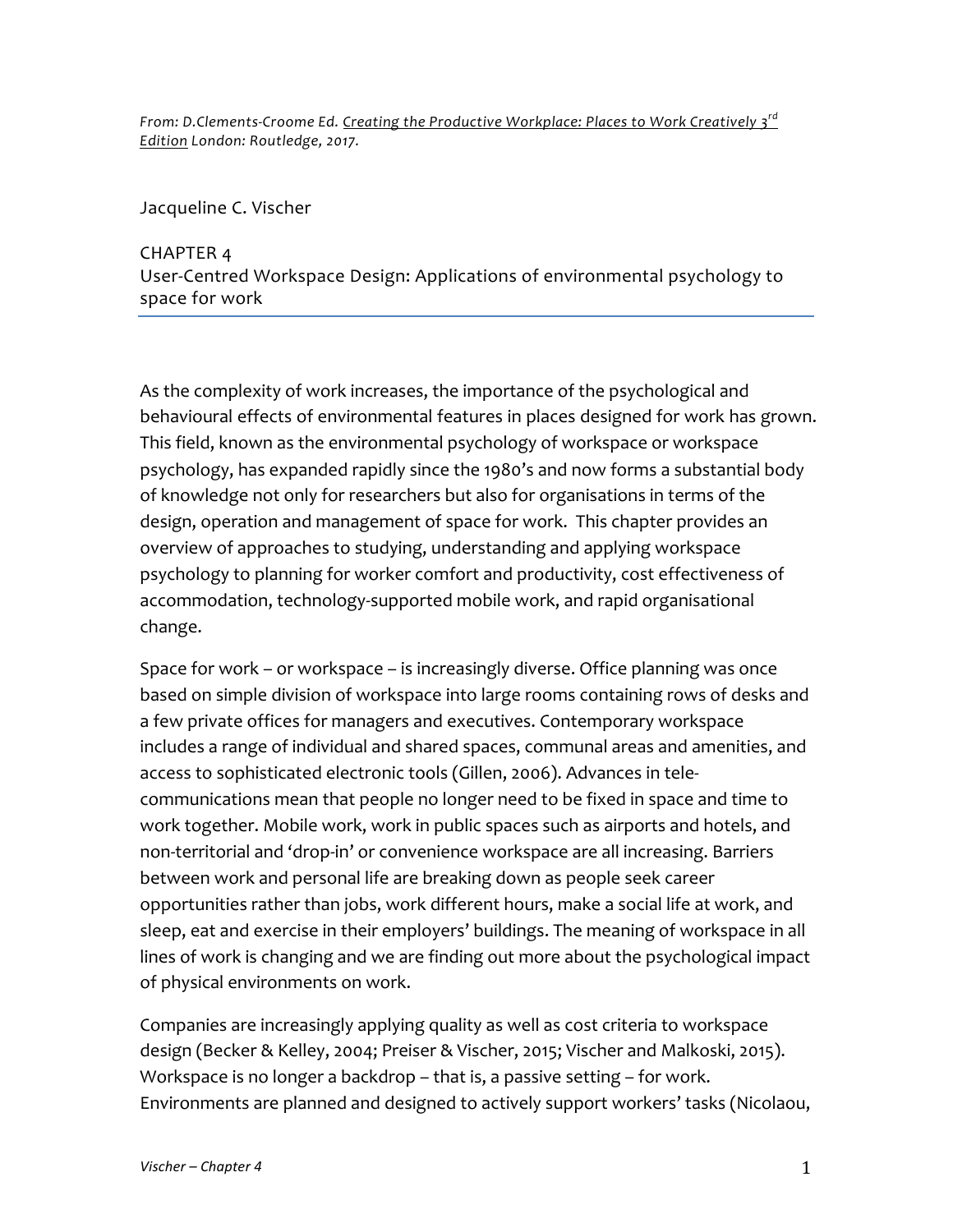*From: D.Clements-Croome Ed. Creating the Productive Workplace: Places to Work Creatively 3rd Edition London: Routledge, 2017.*

Jacqueline C. Vischer

# CHAPTER 4
# User-Centred Workspace Design: Applications of environmental psychology to space for work

As the complexity of work increases, the importance of the psychological and behavioural effects of environmental features in places designed for work has grown. This field, known as the environmental psychology of workspace or workspace psychology, has expanded rapidly since the 1980's and now forms a substantial body of knowledge not only for researchers but also for organisations in terms of the design, operation and management of space for work. This chapter provides an overview of approaches to studying, understanding and applying workspace psychology to planning for worker comfort and productivity, cost effectiveness of accommodation, technology-supported mobile work, and rapid organisational change.

Space for work – or workspace – is increasingly diverse. Office planning was once based on simple division of workspace into large rooms containing rows of desks and a few private offices for managers and executives. Contemporary workspace includes a range of individual and shared spaces, communal areas and amenities, and access to sophisticated electronic tools (Gillen, 2006). Advances in tele-communications mean that people no longer need to be fixed in space and time to work together. Mobile work, work in public spaces such as airports and hotels, and non-territorial and 'drop-in' or convenience workspace are all increasing. Barriers between work and personal life are breaking down as people seek career opportunities rather than jobs, work different hours, make a social life at work, and sleep, eat and exercise in their employers' buildings. The meaning of workspace in all lines of work is changing and we are finding out more about the psychological impact of physical environments on work.

Companies are increasingly applying quality as well as cost criteria to workspace design (Becker & Kelley, 2004; Preiser & Vischer, 2015; Vischer and Malkoski, 2015). Workspace is no longer a backdrop – that is, a passive setting – for work. Environments are planned and designed to actively support workers' tasks (Nicolaou,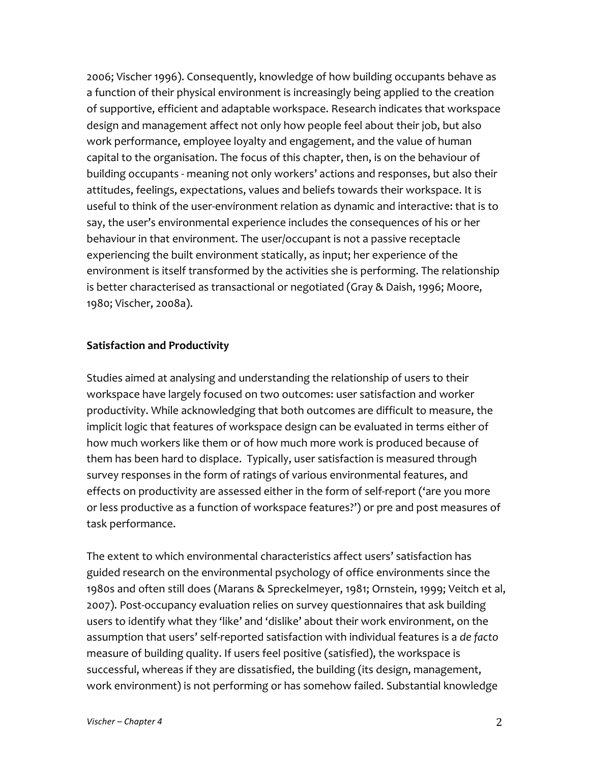2006; Vischer 1996). Consequently, knowledge of how building occupants behave as a function of their physical environment is increasingly being applied to the creation of supportive, efficient and adaptable workspace. Research indicates that workspace design and management affect not only how people feel about their job, but also work performance, employee loyalty and engagement, and the value of human capital to the organisation. The focus of this chapter, then, is on the behaviour of building occupants - meaning not only workers' actions and responses, but also their attitudes, feelings, expectations, values and beliefs towards their workspace. It is useful to think of the user-environment relation as dynamic and interactive: that is to say, the user's environmental experience includes the consequences of his or her behaviour in that environment. The user/occupant is not a passive receptacle experiencing the built environment statically, as input; her experience of the environment is itself transformed by the activities she is performing. The relationship is better characterised as transactional or negotiated (Gray & Daish, 1996; Moore, 1980; Vischer, 2008a).

**Satisfaction and Productivity**

Studies aimed at analysing and understanding the relationship of users to their workspace have largely focused on two outcomes: user satisfaction and worker productivity. While acknowledging that both outcomes are difficult to measure, the implicit logic that features of workspace design can be evaluated in terms either of how much workers like them or of how much more work is produced because of them has been hard to displace. Typically, user satisfaction is measured through survey responses in the form of ratings of various environmental features, and effects on productivity are assessed either in the form of self-report ('are you more or less productive as a function of workspace features?') or pre and post measures of task performance.

The extent to which environmental characteristics affect users' satisfaction has guided research on the environmental psychology of office environments since the 1980s and often still does (Marans & Spreckelmeyer, 1981; Ornstein, 1999; Veitch et al, 2007). Post-occupancy evaluation relies on survey questionnaires that ask building users to identify what they 'like' and 'dislike' about their work environment, on the assumption that users' self-reported satisfaction with individual features is a *de facto* measure of building quality. If users feel positive (satisfied), the workspace is successful, whereas if they are dissatisfied, the building (its design, management, work environment) is not performing or has somehow failed. Substantial knowledge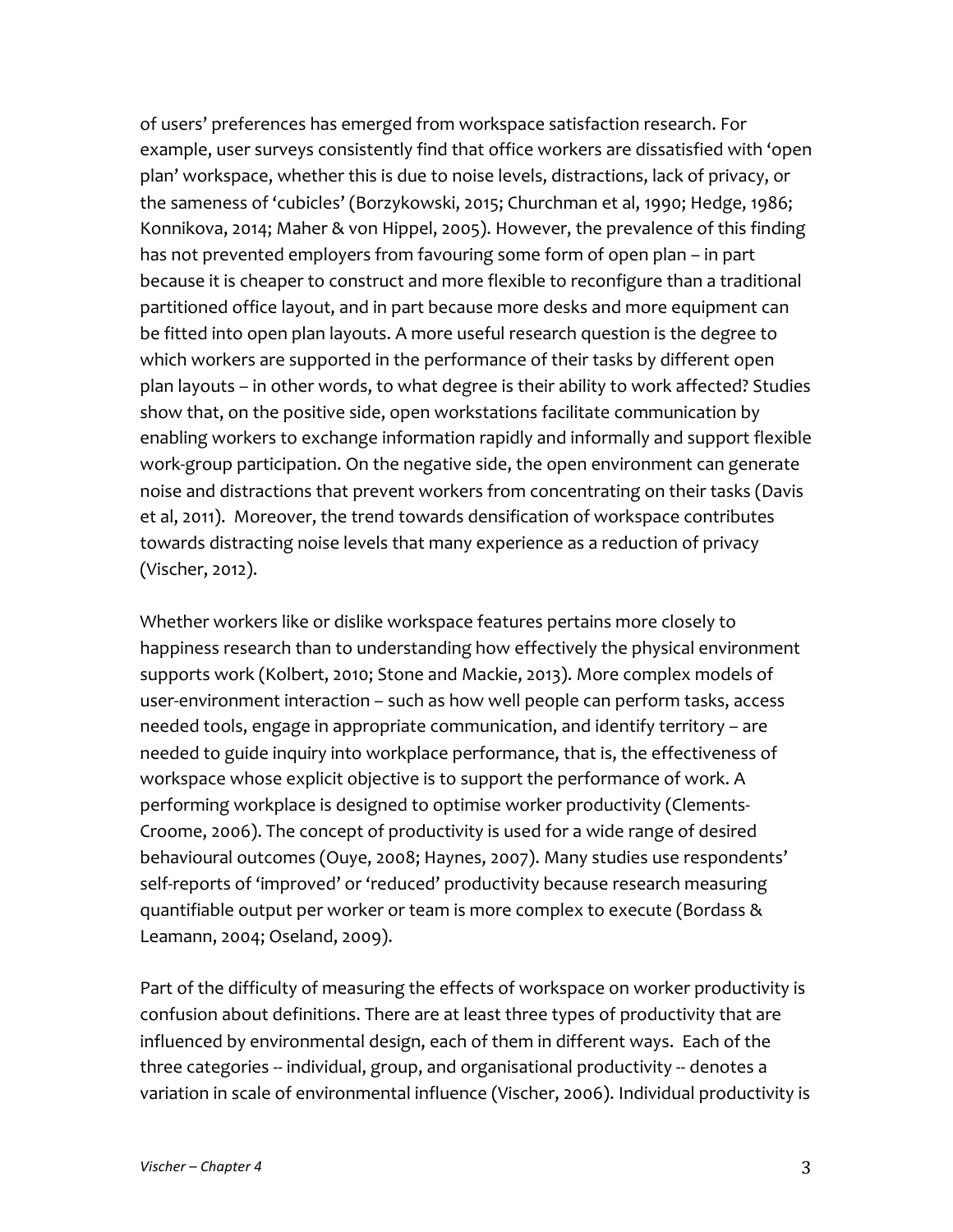of users' preferences has emerged from workspace satisfaction research. For example, user surveys consistently find that office workers are dissatisfied with 'open plan' workspace, whether this is due to noise levels, distractions, lack of privacy, or the sameness of 'cubicles' (Borzykowski, 2015; Churchman et al, 1990; Hedge, 1986; Konnikova, 2014; Maher & von Hippel, 2005). However, the prevalence of this finding has not prevented employers from favouring some form of open plan – in part because it is cheaper to construct and more flexible to reconfigure than a traditional partitioned office layout, and in part because more desks and more equipment can be fitted into open plan layouts. A more useful research question is the degree to which workers are supported in the performance of their tasks by different open plan layouts – in other words, to what degree is their ability to work affected? Studies show that, on the positive side, open workstations facilitate communication by enabling workers to exchange information rapidly and informally and support flexible work-group participation. On the negative side, the open environment can generate noise and distractions that prevent workers from concentrating on their tasks (Davis et al, 2011). Moreover, the trend towards densification of workspace contributes towards distracting noise levels that many experience as a reduction of privacy (Vischer, 2012).

Whether workers like or dislike workspace features pertains more closely to happiness research than to understanding how effectively the physical environment supports work (Kolbert, 2010; Stone and Mackie, 2013). More complex models of user-environment interaction – such as how well people can perform tasks, access needed tools, engage in appropriate communication, and identify territory – are needed to guide inquiry into workplace performance, that is, the effectiveness of workspace whose explicit objective is to support the performance of work. A performing workplace is designed to optimise worker productivity (Clements-Croome, 2006). The concept of productivity is used for a wide range of desired behavioural outcomes (Ouye, 2008; Haynes, 2007). Many studies use respondents' self-reports of 'improved' or 'reduced' productivity because research measuring quantifiable output per worker or team is more complex to execute (Bordass & Leamann, 2004; Oseland, 2009).

Part of the difficulty of measuring the effects of workspace on worker productivity is confusion about definitions. There are at least three types of productivity that are influenced by environmental design, each of them in different ways. Each of the three categories -- individual, group, and organisational productivity -- denotes a variation in scale of environmental influence (Vischer, 2006). Individual productivity is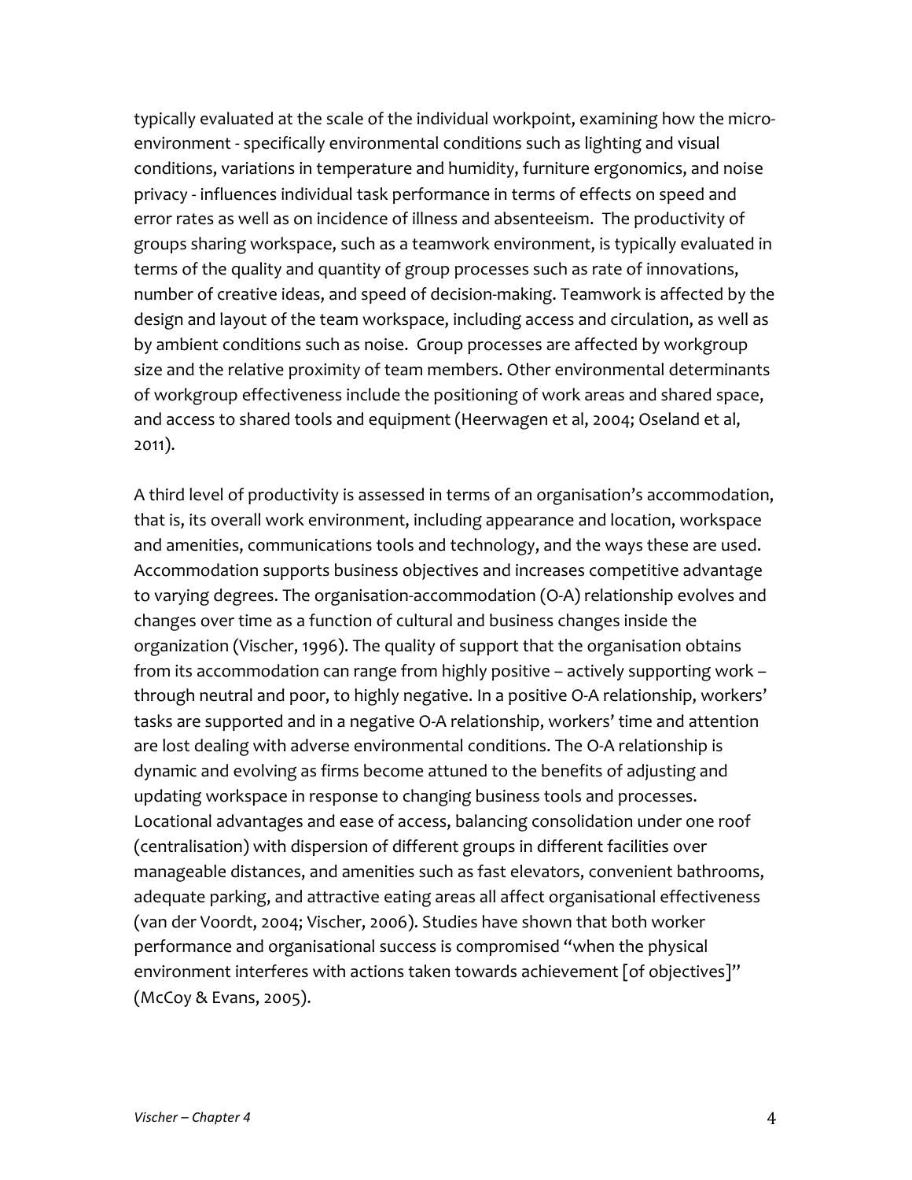typically evaluated at the scale of the individual workpoint, examining how the micro-environment - specifically environmental conditions such as lighting and visual conditions, variations in temperature and humidity, furniture ergonomics, and noise privacy - influences individual task performance in terms of effects on speed and error rates as well as on incidence of illness and absenteeism. The productivity of groups sharing workspace, such as a teamwork environment, is typically evaluated in terms of the quality and quantity of group processes such as rate of innovations, number of creative ideas, and speed of decision-making. Teamwork is affected by the design and layout of the team workspace, including access and circulation, as well as by ambient conditions such as noise. Group processes are affected by workgroup size and the relative proximity of team members. Other environmental determinants of workgroup effectiveness include the positioning of work areas and shared space, and access to shared tools and equipment (Heerwagen et al, 2004; Oseland et al, 2011).

A third level of productivity is assessed in terms of an organisation's accommodation, that is, its overall work environment, including appearance and location, workspace and amenities, communications tools and technology, and the ways these are used. Accommodation supports business objectives and increases competitive advantage to varying degrees. The organisation-accommodation (O-A) relationship evolves and changes over time as a function of cultural and business changes inside the organization (Vischer, 1996). The quality of support that the organisation obtains from its accommodation can range from highly positive – actively supporting work – through neutral and poor, to highly negative. In a positive O-A relationship, workers' tasks are supported and in a negative O-A relationship, workers' time and attention are lost dealing with adverse environmental conditions. The O-A relationship is dynamic and evolving as firms become attuned to the benefits of adjusting and updating workspace in response to changing business tools and processes. Locational advantages and ease of access, balancing consolidation under one roof (centralisation) with dispersion of different groups in different facilities over manageable distances, and amenities such as fast elevators, convenient bathrooms, adequate parking, and attractive eating areas all affect organisational effectiveness (van der Voordt, 2004; Vischer, 2006). Studies have shown that both worker performance and organisational success is compromised "when the physical environment interferes with actions taken towards achievement [of objectives]" (McCoy & Evans, 2005).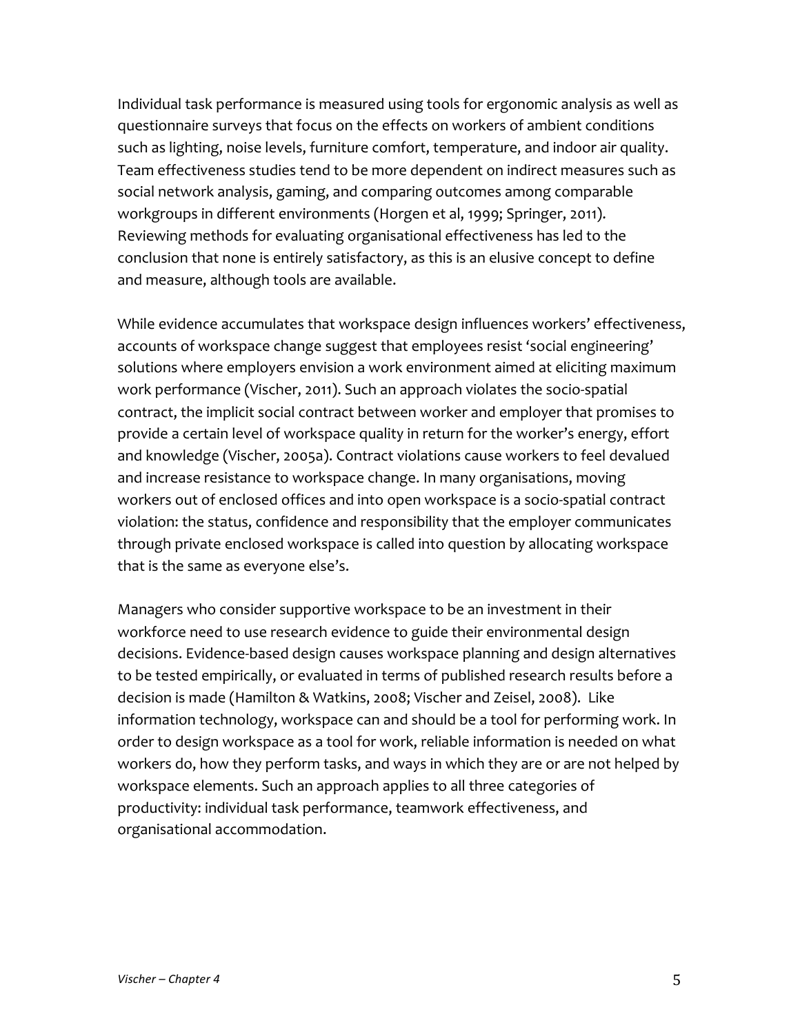Individual task performance is measured using tools for ergonomic analysis as well as questionnaire surveys that focus on the effects on workers of ambient conditions such as lighting, noise levels, furniture comfort, temperature, and indoor air quality. Team effectiveness studies tend to be more dependent on indirect measures such as social network analysis, gaming, and comparing outcomes among comparable workgroups in different environments (Horgen et al, 1999; Springer, 2011). Reviewing methods for evaluating organisational effectiveness has led to the conclusion that none is entirely satisfactory, as this is an elusive concept to define and measure, although tools are available.

While evidence accumulates that workspace design influences workers' effectiveness, accounts of workspace change suggest that employees resist 'social engineering' solutions where employers envision a work environment aimed at eliciting maximum work performance (Vischer, 2011). Such an approach violates the socio-spatial contract, the implicit social contract between worker and employer that promises to provide a certain level of workspace quality in return for the worker's energy, effort and knowledge (Vischer, 2005a). Contract violations cause workers to feel devalued and increase resistance to workspace change. In many organisations, moving workers out of enclosed offices and into open workspace is a socio-spatial contract violation: the status, confidence and responsibility that the employer communicates through private enclosed workspace is called into question by allocating workspace that is the same as everyone else's.

Managers who consider supportive workspace to be an investment in their workforce need to use research evidence to guide their environmental design decisions. Evidence-based design causes workspace planning and design alternatives to be tested empirically, or evaluated in terms of published research results before a decision is made (Hamilton & Watkins, 2008; Vischer and Zeisel, 2008). Like information technology, workspace can and should be a tool for performing work. In order to design workspace as a tool for work, reliable information is needed on what workers do, how they perform tasks, and ways in which they are or are not helped by workspace elements. Such an approach applies to all three categories of productivity: individual task performance, teamwork effectiveness, and organisational accommodation.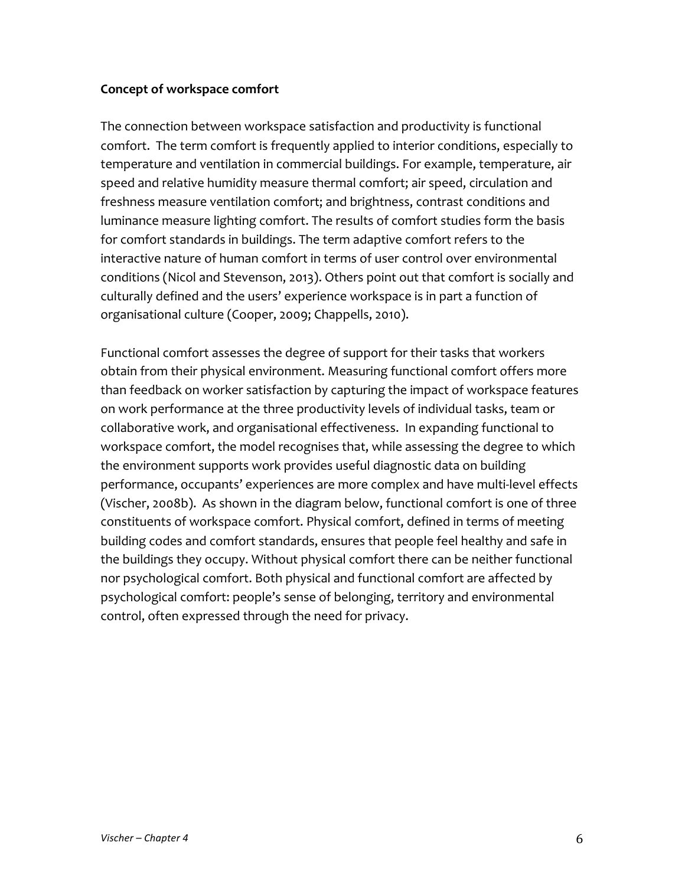**Concept of workspace comfort**

The connection between workspace satisfaction and productivity is functional comfort. The term comfort is frequently applied to interior conditions, especially to temperature and ventilation in commercial buildings. For example, temperature, air speed and relative humidity measure thermal comfort; air speed, circulation and freshness measure ventilation comfort; and brightness, contrast conditions and luminance measure lighting comfort. The results of comfort studies form the basis for comfort standards in buildings. The term adaptive comfort refers to the interactive nature of human comfort in terms of user control over environmental conditions (Nicol and Stevenson, 2013). Others point out that comfort is socially and culturally defined and the users' experience workspace is in part a function of organisational culture (Cooper, 2009; Chappells, 2010).

Functional comfort assesses the degree of support for their tasks that workers obtain from their physical environment. Measuring functional comfort offers more than feedback on worker satisfaction by capturing the impact of workspace features on work performance at the three productivity levels of individual tasks, team or collaborative work, and organisational effectiveness. In expanding functional to workspace comfort, the model recognises that, while assessing the degree to which the environment supports work provides useful diagnostic data on building performance, occupants' experiences are more complex and have multi-level effects (Vischer, 2008b). As shown in the diagram below, functional comfort is one of three constituents of workspace comfort. Physical comfort, defined in terms of meeting building codes and comfort standards, ensures that people feel healthy and safe in the buildings they occupy. Without physical comfort there can be neither functional nor psychological comfort. Both physical and functional comfort are affected by psychological comfort: people's sense of belonging, territory and environmental control, often expressed through the need for privacy.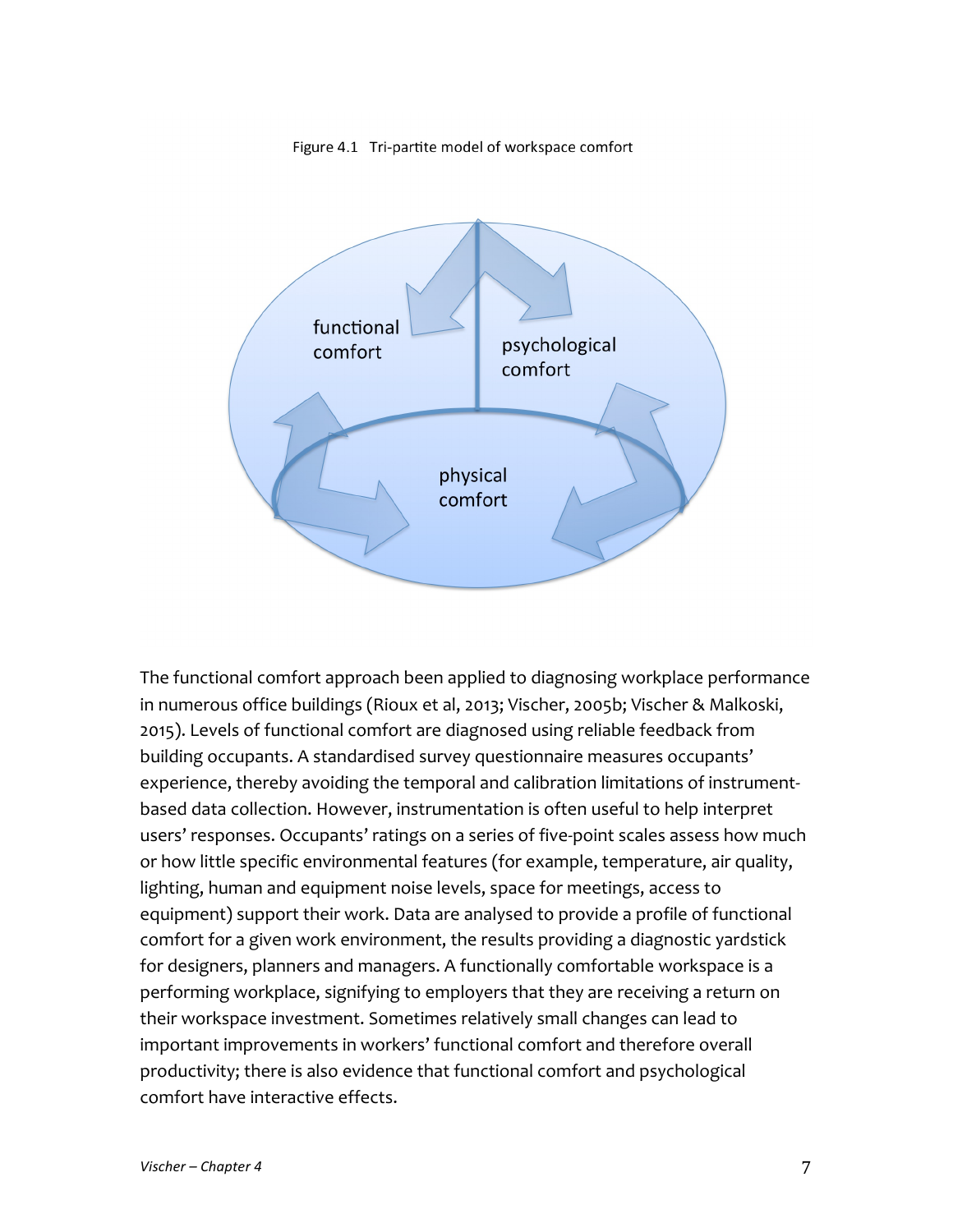Figure 4.1 Tri-partite model of workspace comfort

The functional comfort approach been applied to diagnosing workplace performance in numerous office buildings (Rioux et al, 2013; Vischer, 2005b; Vischer & Malkoski, 2015). Levels of functional comfort are diagnosed using reliable feedback from building occupants. A standardised survey questionnaire measures occupants' experience, thereby avoiding the temporal and calibration limitations of instrument-based data collection. However, instrumentation is often useful to help interpret users' responses. Occupants' ratings on a series of five-point scales assess how much or how little specific environmental features (for example, temperature, air quality, lighting, human and equipment noise levels, space for meetings, access to equipment) support their work. Data are analysed to provide a profile of functional comfort for a given work environment, the results providing a diagnostic yardstick for designers, planners and managers. A functionally comfortable workspace is a performing workplace, signifying to employers that they are receiving a return on their workspace investment. Sometimes relatively small changes can lead to important improvements in workers' functional comfort and therefore overall productivity; there is also evidence that functional comfort and psychological comfort have interactive effects.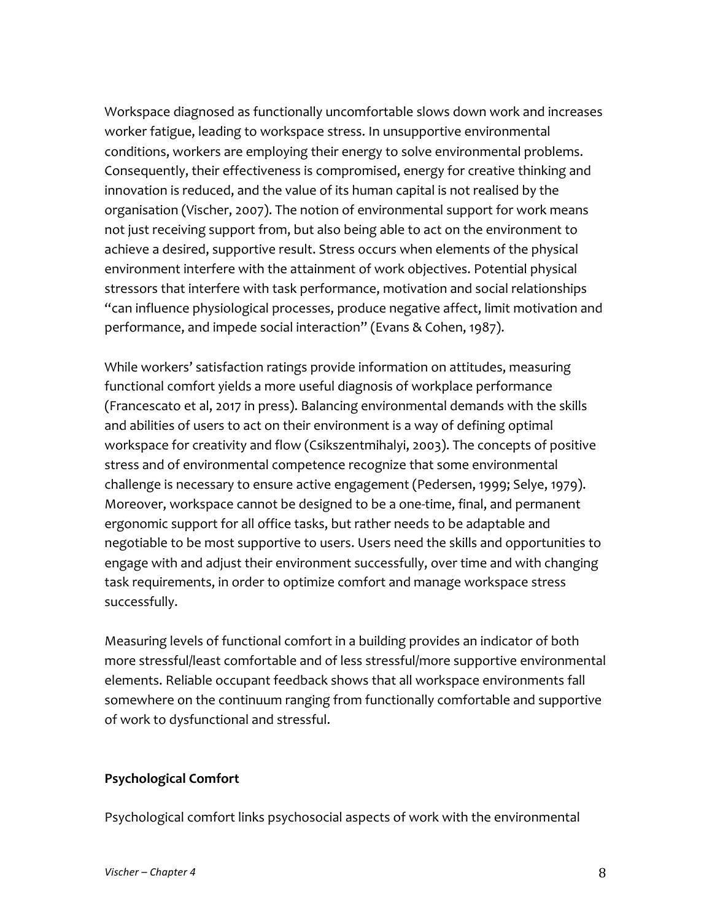Workspace diagnosed as functionally uncomfortable slows down work and increases worker fatigue, leading to workspace stress. In unsupportive environmental conditions, workers are employing their energy to solve environmental problems. Consequently, their effectiveness is compromised, energy for creative thinking and innovation is reduced, and the value of its human capital is not realised by the organisation (Vischer, 2007). The notion of environmental support for work means not just receiving support from, but also being able to act on the environment to achieve a desired, supportive result. Stress occurs when elements of the physical environment interfere with the attainment of work objectives. Potential physical stressors that interfere with task performance, motivation and social relationships "can influence physiological processes, produce negative affect, limit motivation and performance, and impede social interaction" (Evans & Cohen, 1987).

While workers' satisfaction ratings provide information on attitudes, measuring functional comfort yields a more useful diagnosis of workplace performance (Francescato et al, 2017 in press). Balancing environmental demands with the skills and abilities of users to act on their environment is a way of defining optimal workspace for creativity and flow (Csikszentmihalyi, 2003). The concepts of positive stress and of environmental competence recognize that some environmental challenge is necessary to ensure active engagement (Pedersen, 1999; Selye, 1979). Moreover, workspace cannot be designed to be a one-time, final, and permanent ergonomic support for all office tasks, but rather needs to be adaptable and negotiable to be most supportive to users. Users need the skills and opportunities to engage with and adjust their environment successfully, over time and with changing task requirements, in order to optimize comfort and manage workspace stress successfully.

Measuring levels of functional comfort in a building provides an indicator of both more stressful/least comfortable and of less stressful/more supportive environmental elements. Reliable occupant feedback shows that all workspace environments fall somewhere on the continuum ranging from functionally comfortable and supportive of work to dysfunctional and stressful.

**Psychological Comfort**

Psychological comfort links psychosocial aspects of work with the environmental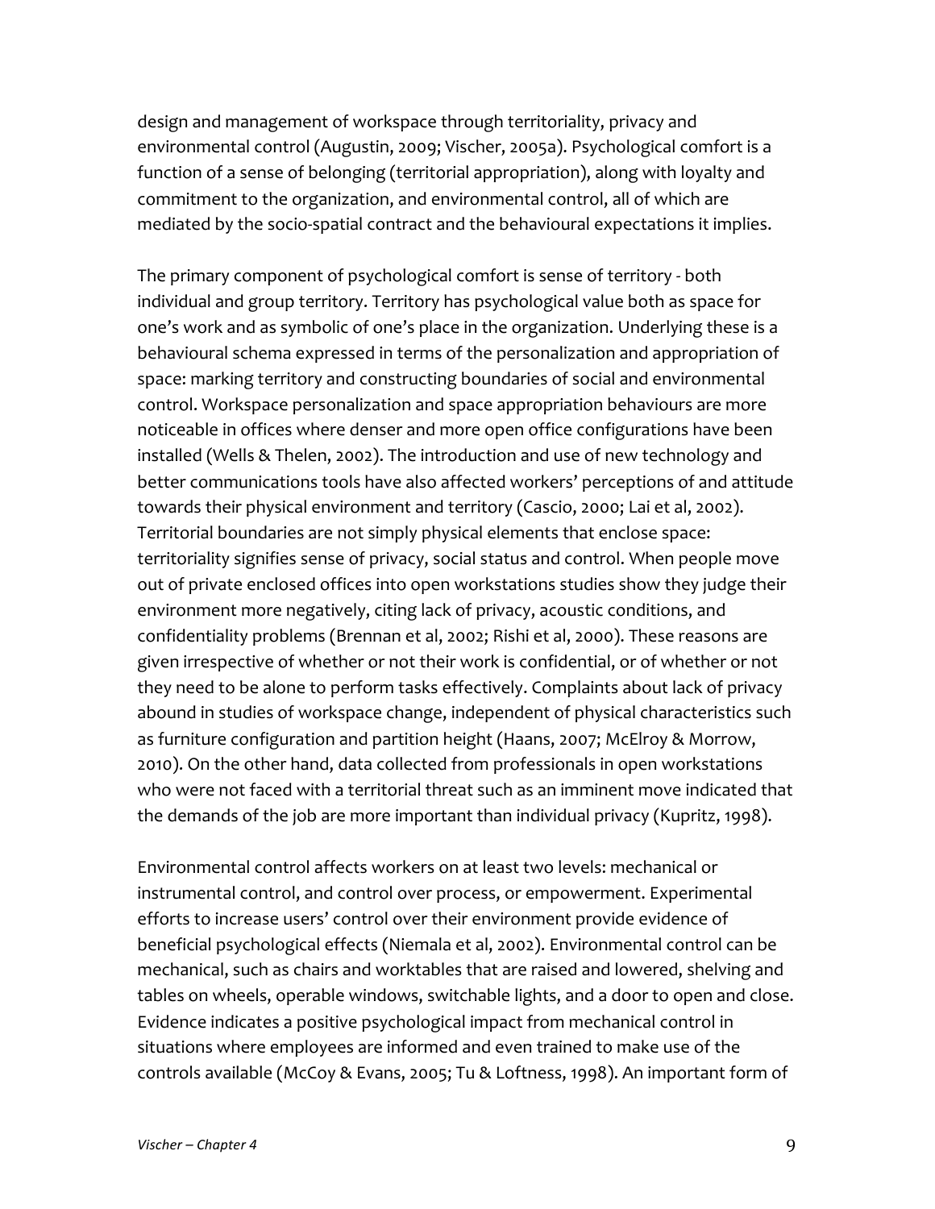design and management of workspace through territoriality, privacy and environmental control (Augustin, 2009; Vischer, 2005a). Psychological comfort is a function of a sense of belonging (territorial appropriation), along with loyalty and commitment to the organization, and environmental control, all of which are mediated by the socio-spatial contract and the behavioural expectations it implies.

The primary component of psychological comfort is sense of territory - both individual and group territory. Territory has psychological value both as space for one's work and as symbolic of one's place in the organization. Underlying these is a behavioural schema expressed in terms of the personalization and appropriation of space: marking territory and constructing boundaries of social and environmental control. Workspace personalization and space appropriation behaviours are more noticeable in offices where denser and more open office configurations have been installed (Wells & Thelen, 2002). The introduction and use of new technology and better communications tools have also affected workers' perceptions of and attitude towards their physical environment and territory (Cascio, 2000; Lai et al, 2002). Territorial boundaries are not simply physical elements that enclose space: territoriality signifies sense of privacy, social status and control. When people move out of private enclosed offices into open workstations studies show they judge their environment more negatively, citing lack of privacy, acoustic conditions, and confidentiality problems (Brennan et al, 2002; Rishi et al, 2000). These reasons are given irrespective of whether or not their work is confidential, or of whether or not they need to be alone to perform tasks effectively. Complaints about lack of privacy abound in studies of workspace change, independent of physical characteristics such as furniture configuration and partition height (Haans, 2007; McElroy & Morrow, 2010). On the other hand, data collected from professionals in open workstations who were not faced with a territorial threat such as an imminent move indicated that the demands of the job are more important than individual privacy (Kupritz, 1998).

Environmental control affects workers on at least two levels: mechanical or instrumental control, and control over process, or empowerment. Experimental efforts to increase users' control over their environment provide evidence of beneficial psychological effects (Niemala et al, 2002). Environmental control can be mechanical, such as chairs and worktables that are raised and lowered, shelving and tables on wheels, operable windows, switchable lights, and a door to open and close. Evidence indicates a positive psychological impact from mechanical control in situations where employees are informed and even trained to make use of the controls available (McCoy & Evans, 2005; Tu & Loftness, 1998). An important form of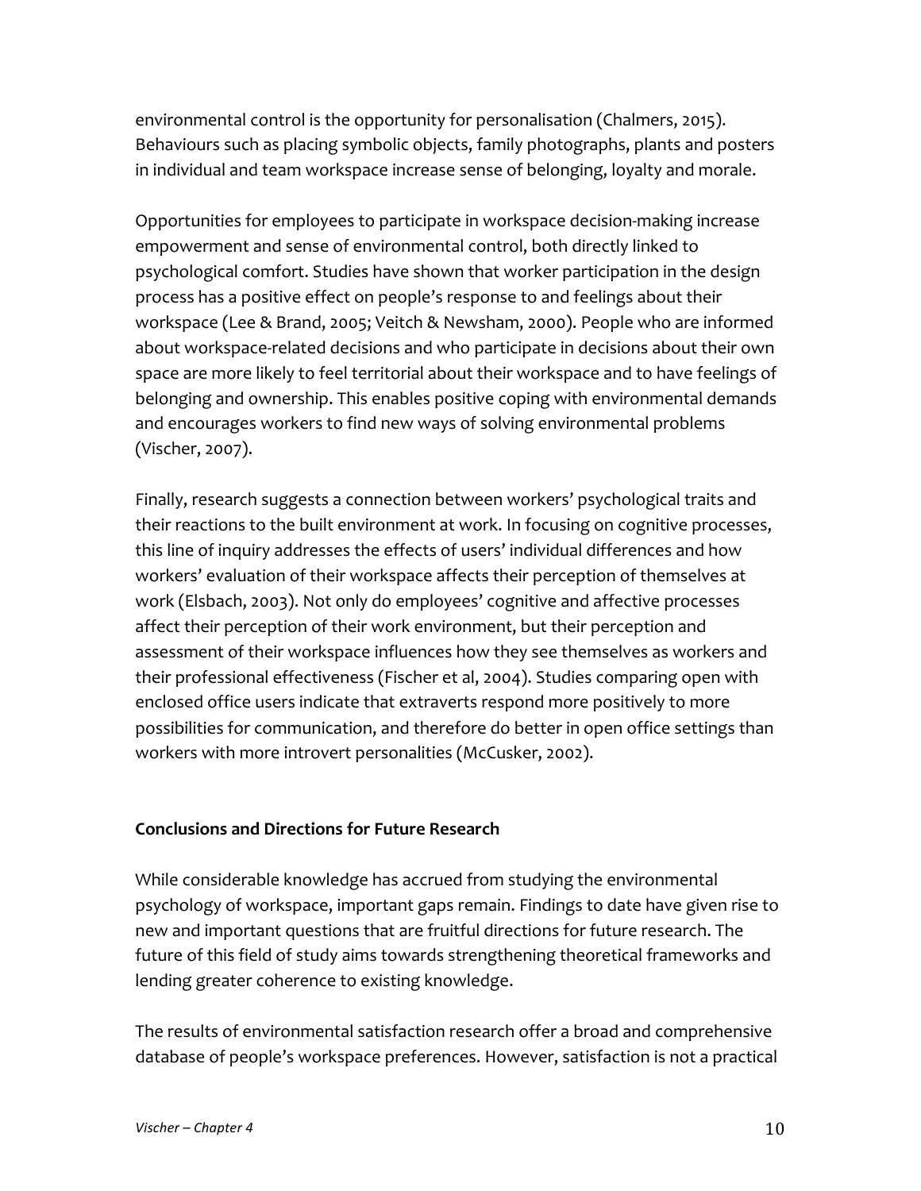environmental control is the opportunity for personalisation (Chalmers, 2015). Behaviours such as placing symbolic objects, family photographs, plants and posters in individual and team workspace increase sense of belonging, loyalty and morale.

Opportunities for employees to participate in workspace decision-making increase empowerment and sense of environmental control, both directly linked to psychological comfort. Studies have shown that worker participation in the design process has a positive effect on people's response to and feelings about their workspace (Lee & Brand, 2005; Veitch & Newsham, 2000). People who are informed about workspace-related decisions and who participate in decisions about their own space are more likely to feel territorial about their workspace and to have feelings of belonging and ownership. This enables positive coping with environmental demands and encourages workers to find new ways of solving environmental problems (Vischer, 2007).

Finally, research suggests a connection between workers' psychological traits and their reactions to the built environment at work. In focusing on cognitive processes, this line of inquiry addresses the effects of users' individual differences and how workers' evaluation of their workspace affects their perception of themselves at work (Elsbach, 2003). Not only do employees' cognitive and affective processes affect their perception of their work environment, but their perception and assessment of their workspace influences how they see themselves as workers and their professional effectiveness (Fischer et al, 2004). Studies comparing open with enclosed office users indicate that extraverts respond more positively to more possibilities for communication, and therefore do better in open office settings than workers with more introvert personalities (McCusker, 2002).

**Conclusions and Directions for Future Research**

While considerable knowledge has accrued from studying the environmental psychology of workspace, important gaps remain. Findings to date have given rise to new and important questions that are fruitful directions for future research. The future of this field of study aims towards strengthening theoretical frameworks and lending greater coherence to existing knowledge.

The results of environmental satisfaction research offer a broad and comprehensive database of people's workspace preferences. However, satisfaction is not a practical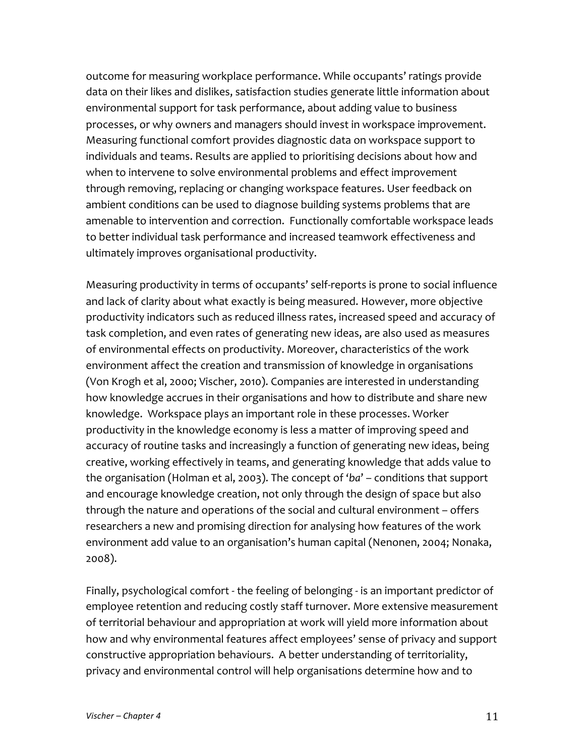outcome for measuring workplace performance. While occupants' ratings provide data on their likes and dislikes, satisfaction studies generate little information about environmental support for task performance, about adding value to business processes, or why owners and managers should invest in workspace improvement. Measuring functional comfort provides diagnostic data on workspace support to individuals and teams. Results are applied to prioritising decisions about how and when to intervene to solve environmental problems and effect improvement through removing, replacing or changing workspace features. User feedback on ambient conditions can be used to diagnose building systems problems that are amenable to intervention and correction. Functionally comfortable workspace leads to better individual task performance and increased teamwork effectiveness and ultimately improves organisational productivity.

Measuring productivity in terms of occupants' self-reports is prone to social influence and lack of clarity about what exactly is being measured. However, more objective productivity indicators such as reduced illness rates, increased speed and accuracy of task completion, and even rates of generating new ideas, are also used as measures of environmental effects on productivity. Moreover, characteristics of the work environment affect the creation and transmission of knowledge in organisations (Von Krogh et al, 2000; Vischer, 2010). Companies are interested in understanding how knowledge accrues in their organisations and how to distribute and share new knowledge. Workspace plays an important role in these processes. Worker productivity in the knowledge economy is less a matter of improving speed and accuracy of routine tasks and increasingly a function of generating new ideas, being creative, working effectively in teams, and generating knowledge that adds value to the organisation (Holman et al, 2003). The concept of '*ba*' – conditions that support and encourage knowledge creation, not only through the design of space but also through the nature and operations of the social and cultural environment – offers researchers a new and promising direction for analysing how features of the work environment add value to an organisation's human capital (Nenonen, 2004; Nonaka, 2008).

Finally, psychological comfort - the feeling of belonging - is an important predictor of employee retention and reducing costly staff turnover. More extensive measurement of territorial behaviour and appropriation at work will yield more information about how and why environmental features affect employees' sense of privacy and support constructive appropriation behaviours. A better understanding of territoriality, privacy and environmental control will help organisations determine how and to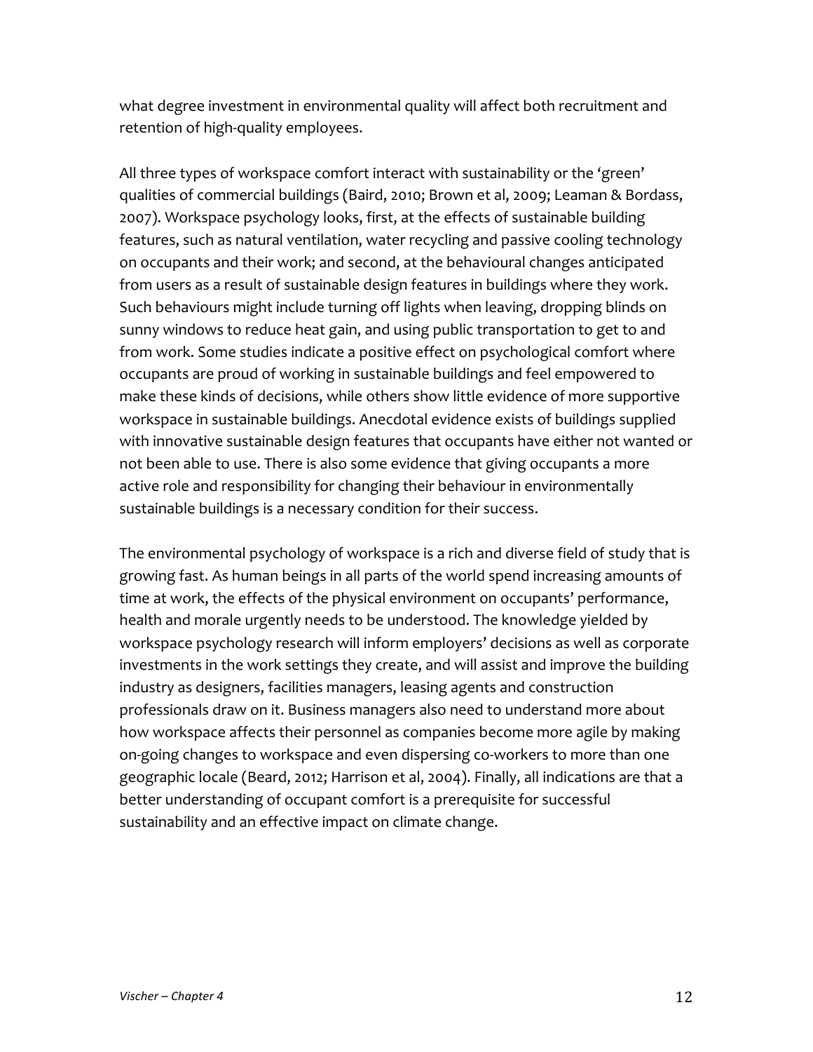what degree investment in environmental quality will affect both recruitment and retention of high-quality employees.

All three types of workspace comfort interact with sustainability or the 'green' qualities of commercial buildings (Baird, 2010; Brown et al, 2009; Leaman & Bordass, 2007). Workspace psychology looks, first, at the effects of sustainable building features, such as natural ventilation, water recycling and passive cooling technology on occupants and their work; and second, at the behavioural changes anticipated from users as a result of sustainable design features in buildings where they work. Such behaviours might include turning off lights when leaving, dropping blinds on sunny windows to reduce heat gain, and using public transportation to get to and from work. Some studies indicate a positive effect on psychological comfort where occupants are proud of working in sustainable buildings and feel empowered to make these kinds of decisions, while others show little evidence of more supportive workspace in sustainable buildings. Anecdotal evidence exists of buildings supplied with innovative sustainable design features that occupants have either not wanted or not been able to use. There is also some evidence that giving occupants a more active role and responsibility for changing their behaviour in environmentally sustainable buildings is a necessary condition for their success.

The environmental psychology of workspace is a rich and diverse field of study that is growing fast. As human beings in all parts of the world spend increasing amounts of time at work, the effects of the physical environment on occupants' performance, health and morale urgently needs to be understood. The knowledge yielded by workspace psychology research will inform employers' decisions as well as corporate investments in the work settings they create, and will assist and improve the building industry as designers, facilities managers, leasing agents and construction professionals draw on it. Business managers also need to understand more about how workspace affects their personnel as companies become more agile by making on-going changes to workspace and even dispersing co-workers to more than one geographic locale (Beard, 2012; Harrison et al, 2004). Finally, all indications are that a better understanding of occupant comfort is a prerequisite for successful sustainability and an effective impact on climate change.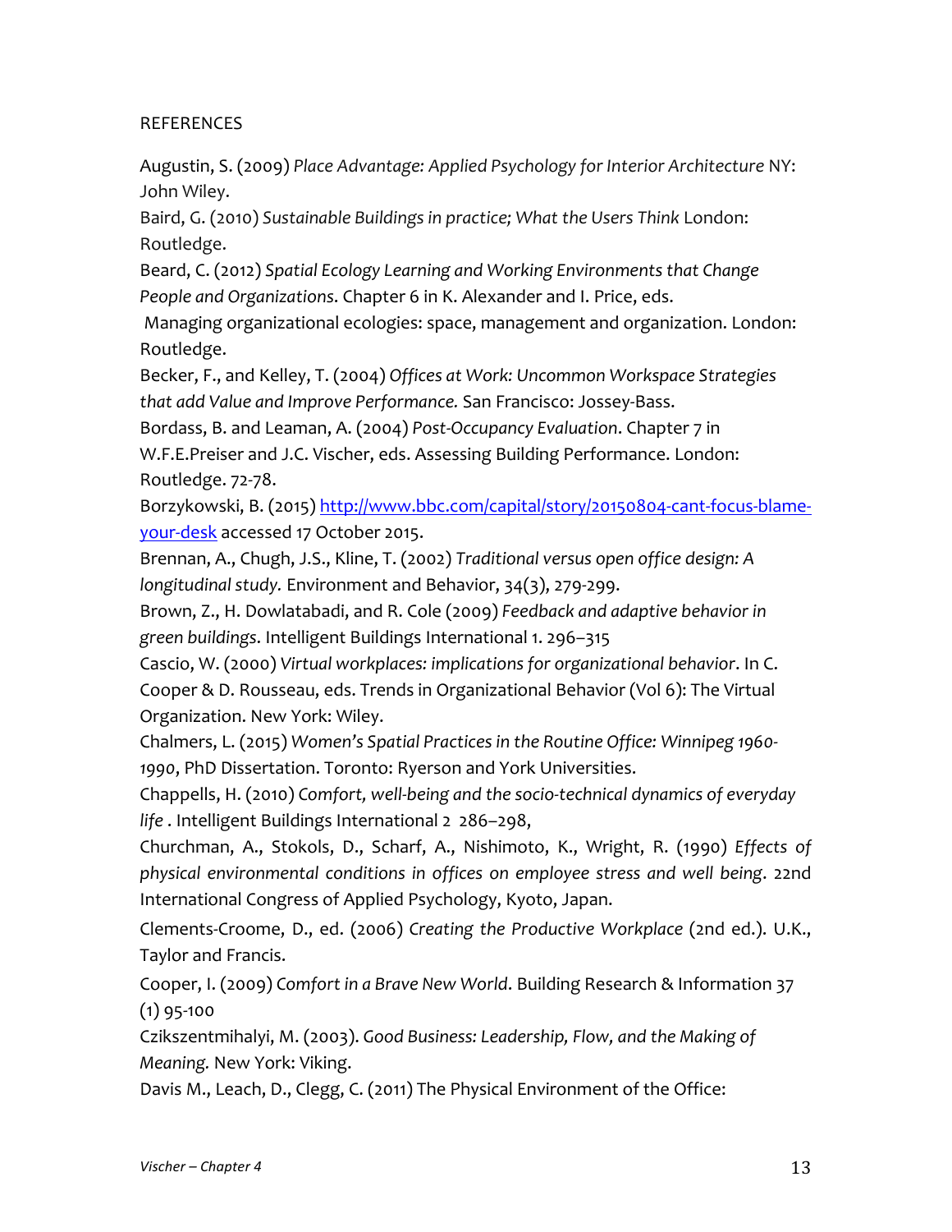REFERENCES

Augustin, S. (2009) *Place Advantage: Applied Psychology for Interior Architecture* NY: John Wiley.

Baird, G. (2010) *Sustainable Buildings in practice; What the Users Think* London: Routledge.

Beard, C. (2012) *Spatial Ecology Learning and Working Environments that Change People and Organizations*. Chapter 6 in K. Alexander and I. Price, eds. Managing organizational ecologies: space, management and organization. London: Routledge.

Becker, F., and Kelley, T. (2004) *Offices at Work: Uncommon Workspace Strategies that add Value and Improve Performance.* San Francisco: Jossey-Bass.

Bordass, B. and Leaman, A. (2004) *Post-Occupancy Evaluation*. Chapter 7 in W.F.E.Preiser and J.C. Vischer, eds. Assessing Building Performance. London: Routledge. 72-78.

Borzykowski, B. (2015) [http://www.bbc.com/capital/story/20150804-cant-focus-blame-your-desk](http://www.bbc.com/capital/story/20150804-cant-focus-blame-your-desk) accessed 17 October 2015.

Brennan, A., Chugh, J.S., Kline, T. (2002) *Traditional versus open office design: A longitudinal study.* Environment and Behavior, 34(3), 279-299.

Brown, Z., H. Dowlatabadi, and R. Cole (2009) *Feedback and adaptive behavior in green buildings.* Intelligent Buildings International 1. 296–315

Cascio, W. (2000) *Virtual workplaces: implications for organizational behavior*. In C. Cooper & D. Rousseau, eds. Trends in Organizational Behavior (Vol 6): The Virtual Organization. New York: Wiley.

Chalmers, L. (2015) *Women's Spatial Practices in the Routine Office: Winnipeg 1960-1990*, PhD Dissertation. Toronto: Ryerson and York Universities.

Chappells, H. (2010) *Comfort, well-being and the socio-technical dynamics of everyday life* . Intelligent Buildings International 2 286–298,

Churchman, A., Stokols, D., Scharf, A., Nishimoto, K., Wright, R. (1990) *Effects of physical environmental conditions in offices on employee stress and well being*. 22nd International Congress of Applied Psychology, Kyoto, Japan.

Clements-Croome, D., ed. (2006) *Creating the Productive Workplace* (2nd ed.). U.K., Taylor and Francis.

Cooper, I. (2009) *Comfort in a Brave New World*. Building Research & Information 37 (1) 95-100

Czikszentmihalyi, M. (2003). *Good Business: Leadership, Flow, and the Making of Meaning.* New York: Viking.

Davis M., Leach, D., Clegg, C. (2011) The Physical Environment of the Office: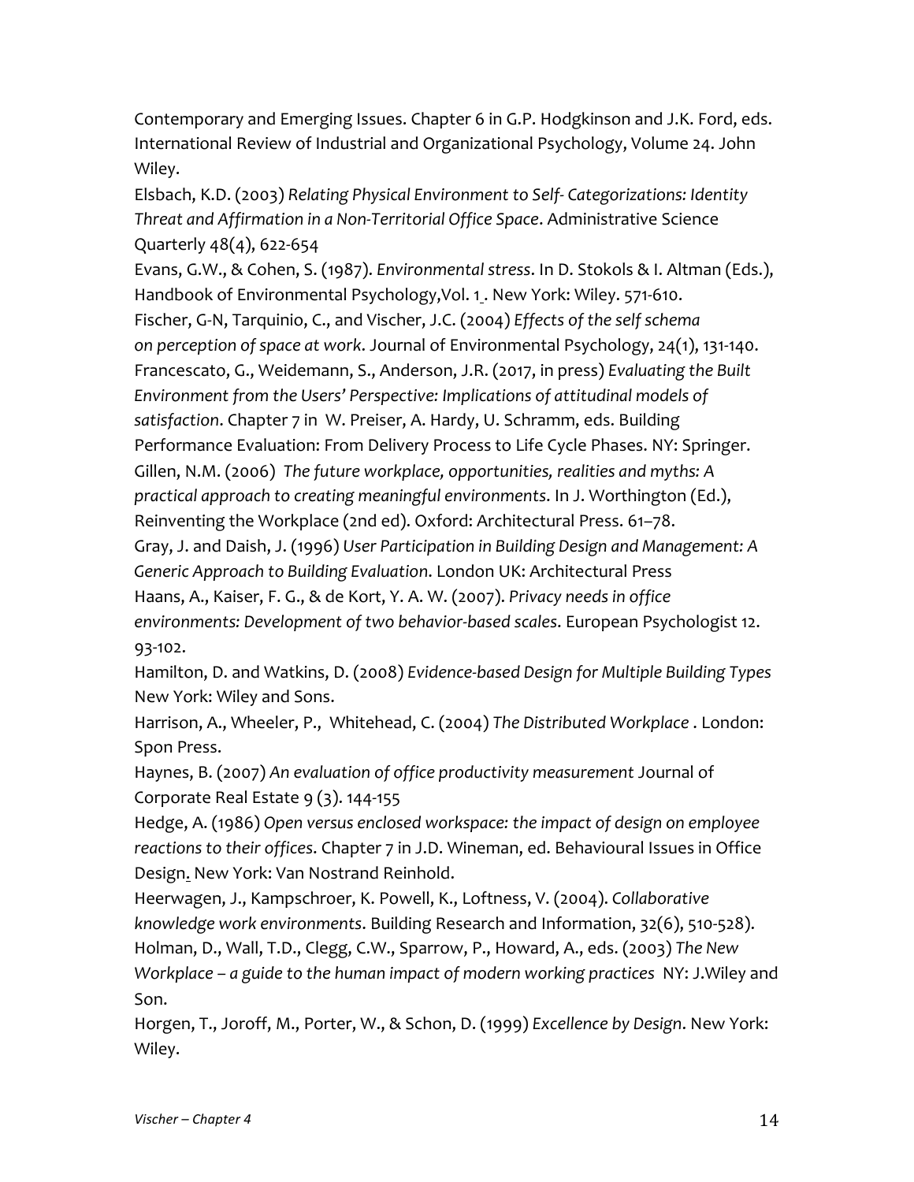Contemporary and Emerging Issues. Chapter 6 in G.P. Hodgkinson and J.K. Ford, eds. International Review of Industrial and Organizational Psychology, Volume 24. John Wiley.

Elsbach, K.D. (2003) *Relating Physical Environment to Self- Categorizations: Identity Threat and Affirmation in a Non-Territorial Office Space*. Administrative Science Quarterly 48(4), 622-654

Evans, G.W., & Cohen, S. (1987). *Environmental stress*. In D. Stokols & I. Altman (Eds.), Handbook of Environmental Psychology,Vol. 1 . New York: Wiley. 571-610.

Fischer, G-N, Tarquinio, C., and Vischer, J.C. (2004) *Effects of the self schema on perception of space at work*. Journal of Environmental Psychology, 24(1), 131-140.

Francescato, G., Weidemann, S., Anderson, J.R. (2017, in press) *Evaluating the Built Environment from the Users' Perspective: Implications of attitudinal models of satisfaction*. Chapter 7 in W. Preiser, A. Hardy, U. Schramm, eds. Building Performance Evaluation: From Delivery Process to Life Cycle Phases. NY: Springer.

Gillen, N.M. (2006) *The future workplace, opportunities, realities and myths: A practical approach to creating meaningful environments*. In J. Worthington (Ed.), Reinventing the Workplace (2nd ed). Oxford: Architectural Press. 61–78.

Gray, J. and Daish, J. (1996) *User Participation in Building Design and Management: A Generic Approach to Building Evaluation*. London UK: Architectural Press

Haans, A., Kaiser, F. G., & de Kort, Y. A. W. (2007). *Privacy needs in office environments: Development of two behavior-based scales*. European Psychologist 12. 93-102.

Hamilton, D. and Watkins, D. (2008) *Evidence-based Design for Multiple Building Types* New York: Wiley and Sons.

Harrison, A., Wheeler, P., Whitehead, C. (2004) *The Distributed Workplace* . London: Spon Press.

Haynes, B. (2007) *An evaluation of office productivity measurement* Journal of Corporate Real Estate 9 (3). 144-155

Hedge, A. (1986) *Open versus enclosed workspace: the impact of design on employee reactions to their offices*. Chapter 7 in J.D. Wineman, ed. Behavioural Issues in Office Design. New York: Van Nostrand Reinhold.

Heerwagen, J., Kampschroer, K. Powell, K., Loftness, V. (2004). *Collaborative knowledge work environments*. Building Research and Information, 32(6), 510-528).

Holman, D., Wall, T.D., Clegg, C.W., Sparrow, P., Howard, A., eds. (2003) *The New Workplace – a guide to the human impact of modern working practices* NY: J.Wiley and Son.

Horgen, T., Joroff, M., Porter, W., & Schon, D. (1999) *Excellence by Design*. New York: Wiley.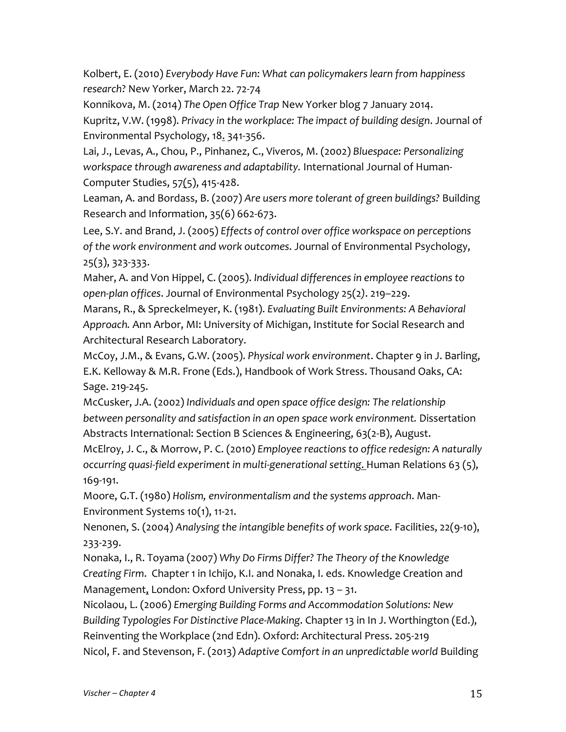Kolbert, E. (2010) *Everybody Have Fun: What can policymakers learn from happiness research*? New Yorker, March 22. 72-74

Konnikova, M. (2014) *The Open Office Trap* New Yorker blog 7 January 2014.

Kupritz, V.W. (1998). *Privacy in the workplace: The impact of building design*. Journal of Environmental Psychology, 18. 341-356.

Lai, J., Levas, A., Chou, P., Pinhanez, C., Viveros, M. (2002) *Bluespace: Personalizing workspace through awareness and adaptability.* International Journal of Human-Computer Studies, 57(5), 415-428.

Leaman, A. and Bordass, B. (2007) *Are users more tolerant of green buildings?* Building Research and Information, 35(6) 662-673.

Lee, S.Y. and Brand, J. (2005) *Effects of control over office workspace on perceptions of the work environment and work outcomes*. Journal of Environmental Psychology, 25(3), 323-333.

Maher, A. and Von Hippel, C. (2005). *Individual differences in employee reactions to open-plan offices*. Journal of Environmental Psychology 25(2). 219–229.

Marans, R., & Spreckelmeyer, K. (1981). *Evaluating Built Environments: A Behavioral Approach.* Ann Arbor, MI: University of Michigan, Institute for Social Research and Architectural Research Laboratory.

McCoy, J.M., & Evans, G.W. (2005). *Physical work environment*. Chapter 9 in J. Barling, E.K. Kelloway & M.R. Frone (Eds.), Handbook of Work Stress. Thousand Oaks, CA: Sage. 219-245.

McCusker, J.A. (2002) *Individuals and open space office design: The relationship between personality and satisfaction in an open space work environment.* Dissertation Abstracts International: Section B Sciences & Engineering, 63(2-B), August.

McElroy, J. C., & Morrow, P. C. (2010) *Employee reactions to office redesign: A naturally occurring quasi-field experiment in multi-generational setting.* Human Relations 63 (5), 169-191.

Moore, G.T. (1980) *Holism, environmentalism and the systems approach*. Man-Environment Systems 10(1), 11-21.

Nenonen, S. (2004) *Analysing the intangible benefits of work space*. Facilities, 22(9-10), 233-239.

Nonaka, I., R. Toyama (2007) *Why Do Firms Differ? The Theory of the Knowledge Creating Firm*. Chapter 1 in Ichijo, K.I. and Nonaka, I. eds. Knowledge Creation and Management, London: Oxford University Press, pp. 13 – 31.

Nicolaou, L. (2006) *Emerging Building Forms and Accommodation Solutions: New Building Typologies For Distinctive Place-Making*. Chapter 13 in In J. Worthington (Ed.), Reinventing the Workplace (2nd Edn). Oxford: Architectural Press. 205-219

Nicol, F. and Stevenson, F. (2013) *Adaptive Comfort in an unpredictable world* Building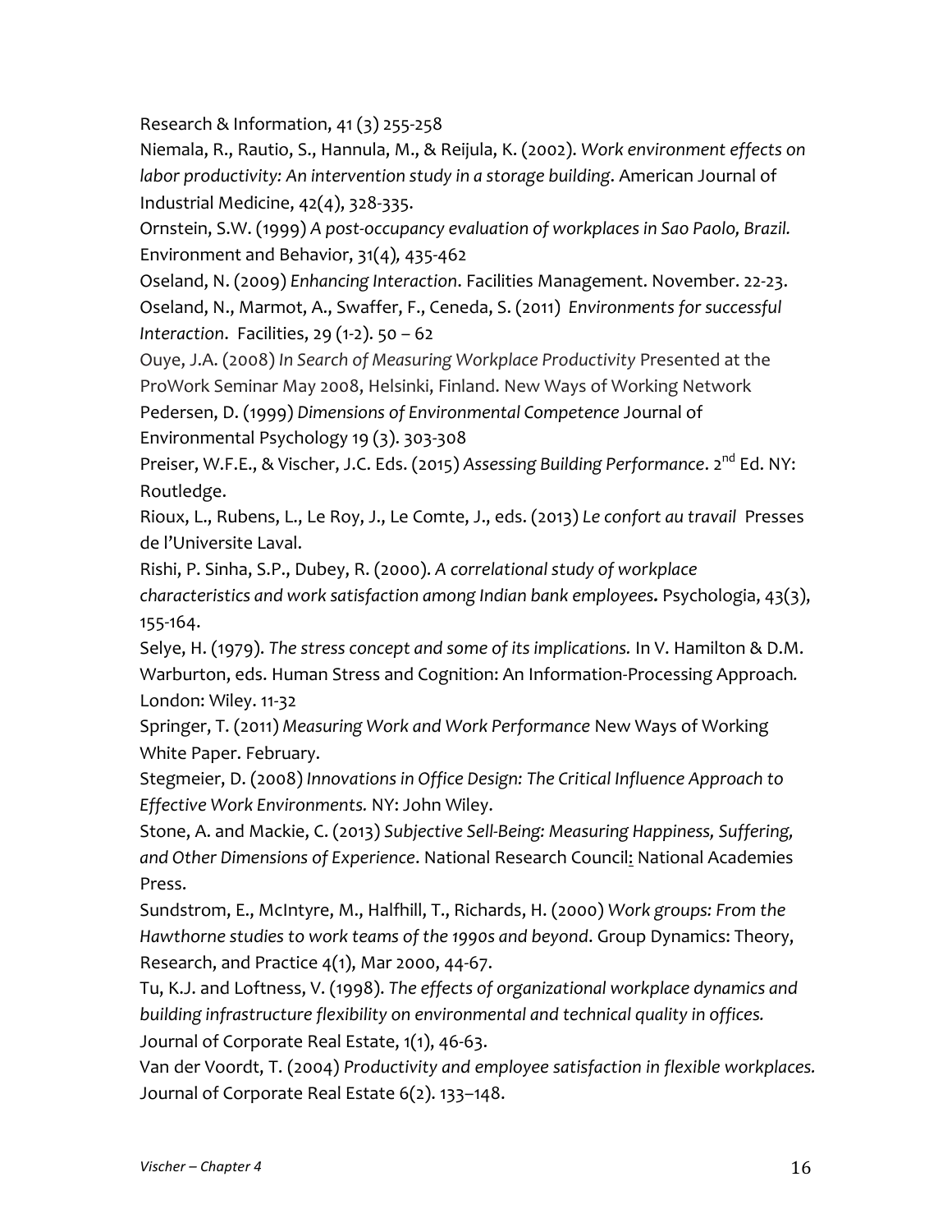Research & Information, 41 (3) 255-258

Niemala, R., Rautio, S., Hannula, M., & Reijula, K. (2002). *Work environment effects on labor productivity: An intervention study in a storage building*. American Journal of Industrial Medicine, 42(4), 328-335.

Ornstein, S.W. (1999) *A post-occupancy evaluation of workplaces in Sao Paolo, Brazil.* Environment and Behavior, 31(4)*,* 435-462

Oseland, N. (2009) *Enhancing Interaction*. Facilities Management. November. 22-23.

Oseland, N., Marmot, A., Swaffer, F., Ceneda, S. (2011) *Environments for successful Interaction*. Facilities, 29 (1-2). 50 – 62

Ouye, J.A. (2008) *In Search of Measuring Workplace Productivity* Presented at the ProWork Seminar May 2008, Helsinki, Finland. New Ways of Working Network

Pedersen, D. (1999) *Dimensions of Environmental Competence* Journal of Environmental Psychology 19 (3). 303-308

Preiser, W.F.E., & Vischer, J.C. Eds. (2015) *Assessing Building Performance*. 2nd Ed. NY: Routledge.

Rioux, L., Rubens, L., Le Roy, J., Le Comte, J., eds. (2013) *Le confort au travail* Presses de l'Universite Laval.

Rishi, P. Sinha, S.P., Dubey, R. (2000). *A correlational study of workplace characteristics and work satisfaction among Indian bank employees***.** Psychologia, 43(3), 155-164.

Selye, H. (1979). *The stress concept and some of its implications.* In V. Hamilton & D.M. Warburton, eds. Human Stress and Cognition: An Information-Processing Approach*.* London: Wiley. 11-32

Springer, T. (2011) *Measuring Work and Work Performance* New Ways of Working White Paper. February.

Stegmeier, D. (2008) *Innovations in Office Design: The Critical Influence Approach to Effective Work Environments.* NY: John Wiley.

Stone, A. and Mackie, C. (2013) *Subjective Sell-Being: Measuring Happiness, Suffering, and Other Dimensions of Experience*. National Research Council: National Academies Press.

Sundstrom, E., McIntyre, M., Halfhill, T., Richards, H. (2000) *Work groups: From the Hawthorne studies to work teams of the 1990s and beyond*. Group Dynamics: Theory, Research, and Practice 4(1), Mar 2000, 44-67.

Tu, K.J. and Loftness, V. (1998). *The effects of organizational workplace dynamics and building infrastructure flexibility on environmental and technical quality in offices.* Journal of Corporate Real Estate, 1(1), 46-63.

Van der Voordt, T. (2004) *Productivity and employee satisfaction in flexible workplaces.* Journal of Corporate Real Estate 6(2). 133–148.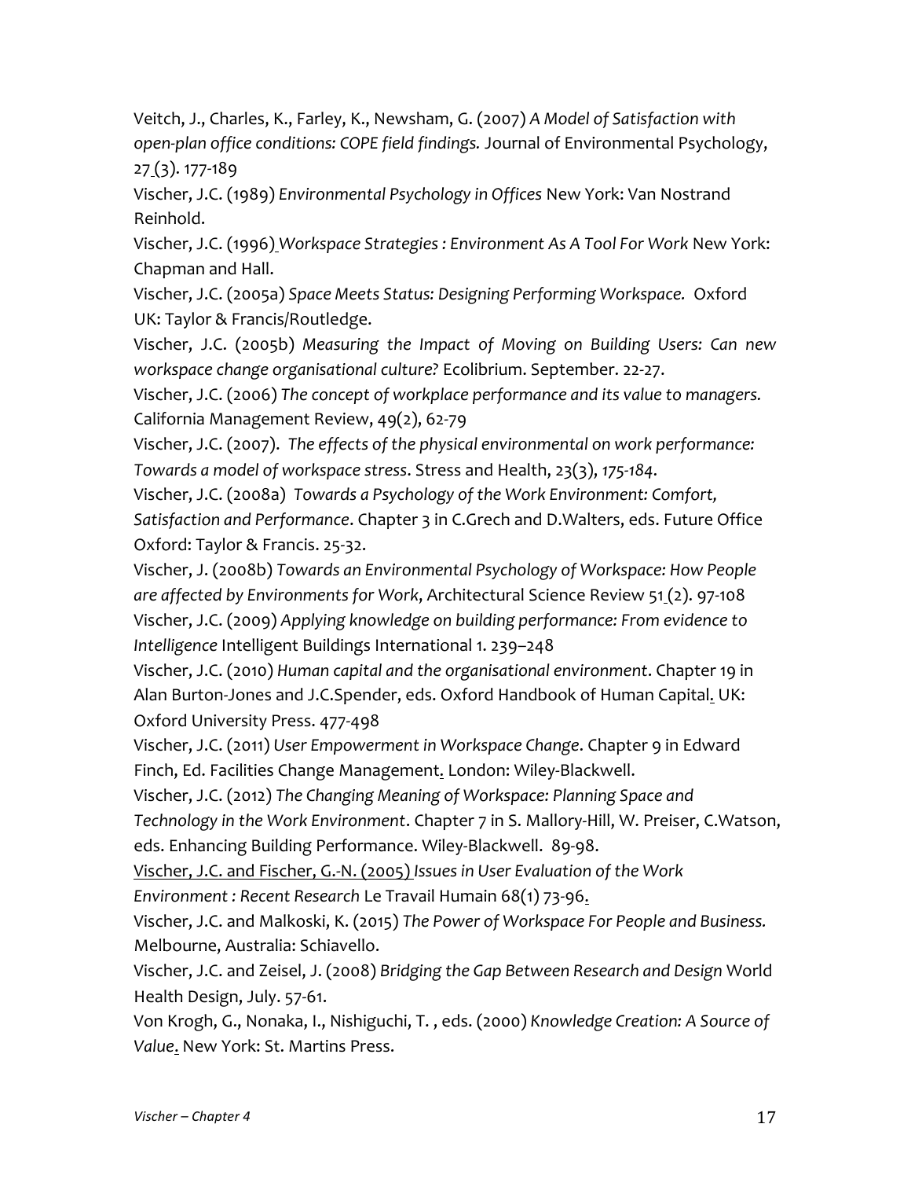Veitch, J., Charles, K., Farley, K., Newsham, G. (2007) *A Model of Satisfaction with open-plan office conditions: COPE field findings.* Journal of Environmental Psychology, 27 (3). 177-189

Vischer, J.C. (1989) *Environmental Psychology in Offices* New York: Van Nostrand Reinhold.

Vischer, J.C. (1996) *Workspace Strategies : Environment As A Tool For Work* New York: Chapman and Hall.

Vischer, J.C. (2005a) *Space Meets Status: Designing Performing Workspace.* Oxford UK: Taylor & Francis/Routledge.

Vischer, J.C. (2005b) *Measuring the Impact of Moving on Building Users: Can new workspace change organisational culture?* Ecolibrium. September. 22-27.

Vischer, J.C. (2006) *The concept of workplace performance and its value to managers.* California Management Review, 49(2), 62-79

Vischer, J.C. (2007). *The effects of the physical environmental on work performance: Towards a model of workspace stress*. Stress and Health, 23(3), *175-184*.

Vischer, J.C. (2008a) *Towards a Psychology of the Work Environment: Comfort, Satisfaction and Performance*. Chapter 3 in C.Grech and D.Walters, eds. Future Office Oxford: Taylor & Francis. 25-32.

Vischer, J. (2008b) *Towards an Environmental Psychology of Workspace: How People are affected by Environments for Work*, Architectural Science Review 51 (2). 97-108

Vischer, J.C. (2009) *Applying knowledge on building performance: From evidence to Intelligence* Intelligent Buildings International 1. 239–248

Vischer, J.C. (2010) *Human capital and the organisational environment*. Chapter 19 in Alan Burton-Jones and J.C.Spender, eds. Oxford Handbook of Human Capital. UK: Oxford University Press. 477-498

Vischer, J.C. (2011) *User Empowerment in Workspace Change*. Chapter 9 in Edward Finch, Ed. Facilities Change Management. London: Wiley-Blackwell.

Vischer, J.C. (2012) *The Changing Meaning of Workspace: Planning Space and Technology in the Work Environment*. Chapter 7 in S. Mallory-Hill, W. Preiser, C.Watson, eds. Enhancing Building Performance. Wiley-Blackwell. 89-98.

Vischer, J.C. and Fischer, G.-N. (2005) *Issues in User Evaluation of the Work Environment : Recent Research* Le Travail Humain 68(1) 73-96.

Vischer, J.C. and Malkoski, K. (2015) *The Power of Workspace For People and Business.* Melbourne, Australia: Schiavello.

Vischer, J.C. and Zeisel, J. (2008) *Bridging the Gap Between Research and Design* World Health Design, July. 57-61.

Von Krogh, G., Nonaka, I., Nishiguchi, T. , eds. (2000) *Knowledge Creation: A Source of Value*. New York: St. Martins Press.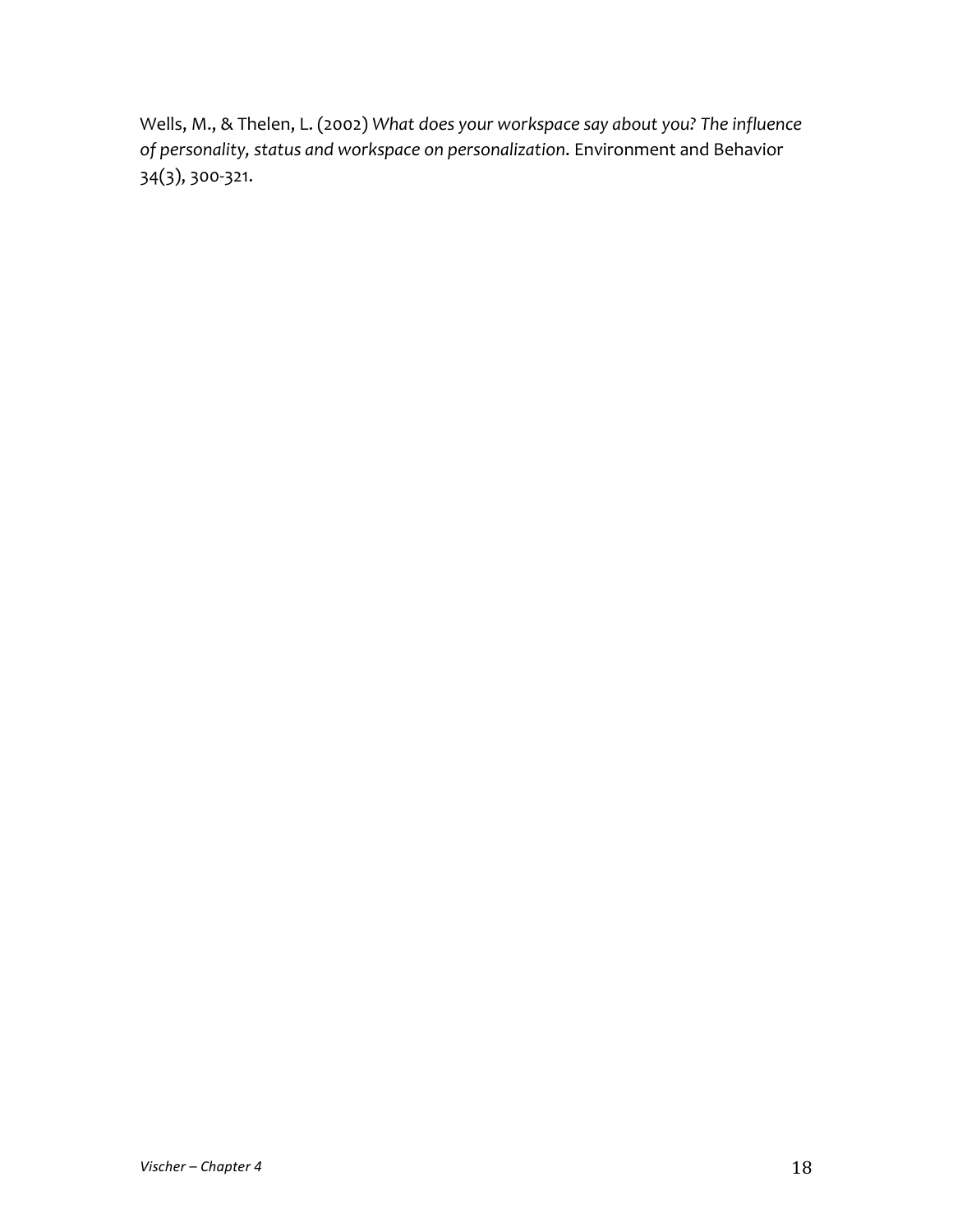Wells, M., & Thelen, L. (2002) *What does your workspace say about you? The influence of personality, status and workspace on personalization.* Environment and Behavior 34(3), 300-321.